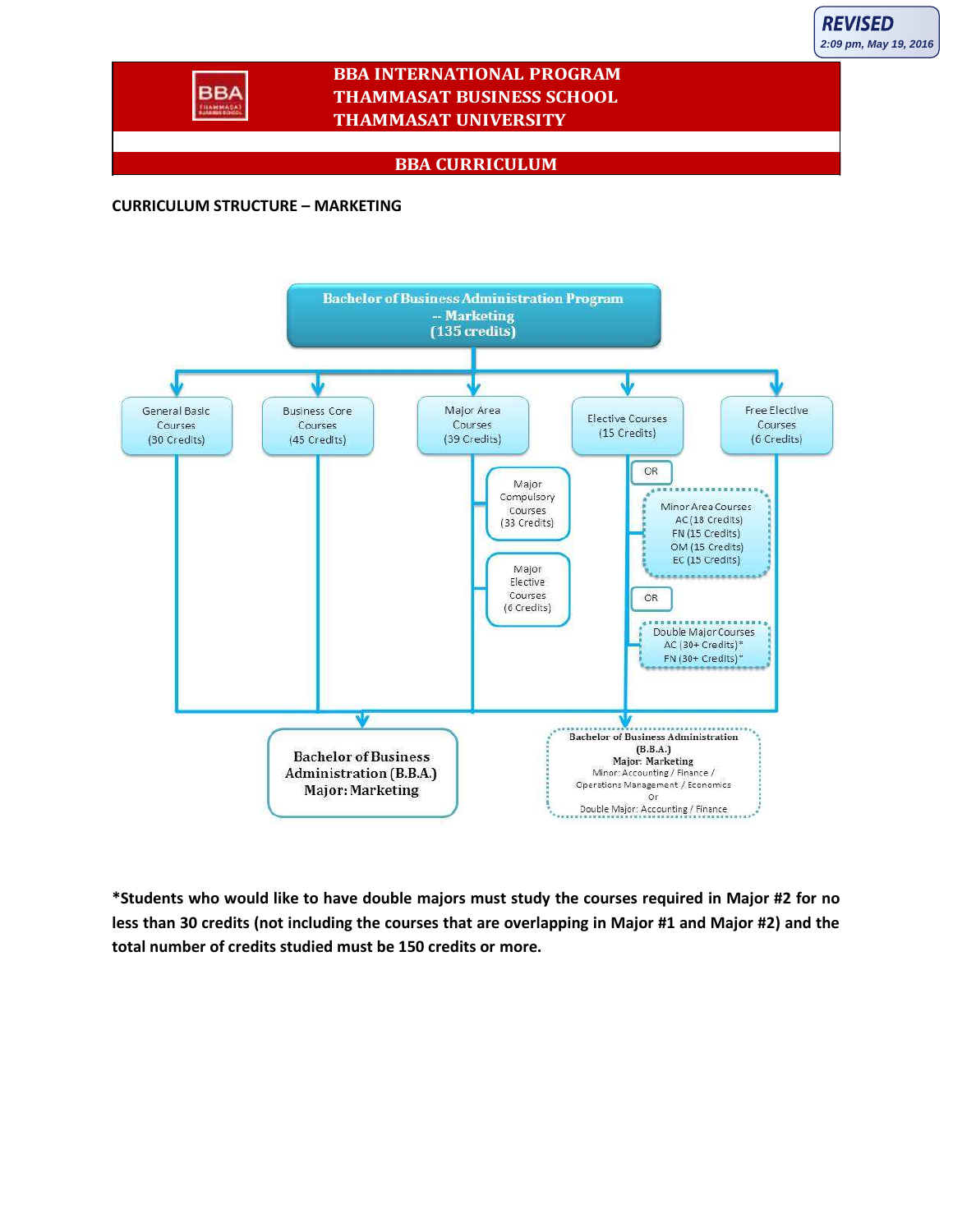REVISED
2:09 pm, May 19, 2016

# BBA INTERNATIONAL PROGRAM
# THAMMASAT BUSINESS SCHOOL
# THAMMASAT UNIVERSITY

## BBA CURRICULUM

### CURRICULUM STRUCTURE – MARKETING

**Bachelor of Business Administration Program -- Marketing (135 credits)**

- General Basic Courses (30 Credits)
- Business Core Courses (45 Credits)
- Major Area Courses (39 Credits)
  - Major Compulsory Courses (33 Credits)
  - Major Elective Courses (6 Credits)
- Elective Courses (15 Credits)
  - OR
  - Minor Area Courses
    - AC (18 Credits)
    - FN (15 Credits)
    - OM (15 Credits)
    - EC (15 Credits)
  - OR
  - Double Major Courses
    - AC (30+ Credits)*
    - FN (30+ Credits)*
- Free Elective Courses (6 Credits)

**Bachelor of Business Administration (B.B.A.) Major: Marketing**

**Bachelor of Business Administration (B.B.A.)**
**Major: Marketing**
Minor: Accounting / Finance / Operations Management / Economics
Or
Double Major: Accounting / Finance

**\*Students who would like to have double majors must study the courses required in Major #2 for no less than 30 credits (not including the courses that are overlapping in Major #1 and Major #2) and the total number of credits studied must be 150 credits or more.**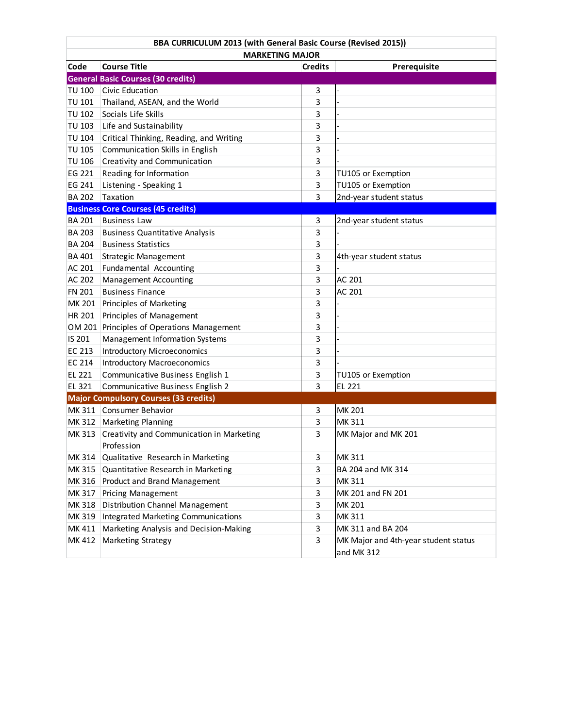| BBA CURRICULUM 2013 (with General Basic Course (Revised 2015)) | | | |
|---|---|---|---|
| MARKETING MAJOR | | | |
| **Code** | **Course Title** | **Credits** | **Prerequisite** |
| **General Basic Courses (30 credits)** | | | |
| TU 100 | Civic Education | 3 | - |
| TU 101 | Thailand, ASEAN, and the World | 3 | - |
| TU 102 | Socials Life Skills | 3 | - |
| TU 103 | Life and Sustainability | 3 | - |
| TU 104 | Critical Thinking, Reading, and Writing | 3 | - |
| TU 105 | Communication Skills in English | 3 | - |
| TU 106 | Creativity and Communication | 3 | - |
| EG 221 | Reading for Information | 3 | TU105 or Exemption |
| EG 241 | Listening - Speaking 1 | 3 | TU105 or Exemption |
| BA 202 | Taxation | 3 | 2nd-year student status |
| **Business Core Courses (45 credits)** | | | |
| BA 201 | Business Law | 3 | 2nd-year student status |
| BA 203 | Business Quantitative Analysis | 3 | - |
| BA 204 | Business Statistics | 3 | - |
| BA 401 | Strategic Management | 3 | 4th-year student status |
| AC 201 | Fundamental Accounting | 3 | - |
| AC 202 | Management Accounting | 3 | AC 201 |
| FN 201 | Business Finance | 3 | AC 201 |
| MK 201 | Principles of Marketing | 3 | - |
| HR 201 | Principles of Management | 3 | - |
| OM 201 | Principles of Operations Management | 3 | - |
| IS 201 | Management Information Systems | 3 | - |
| EC 213 | Introductory Microeconomics | 3 | - |
| EC 214 | Introductory Macroeconomics | 3 | - |
| EL 221 | Communicative Business English 1 | 3 | TU105 or Exemption |
| EL 321 | Communicative Business English 2 | 3 | EL 221 |
| **Major Compulsory Courses (33 credits)** | | | |
| MK 311 | Consumer Behavior | 3 | MK 201 |
| MK 312 | Marketing Planning | 3 | MK 311 |
| MK 313 | Creativity and Communication in Marketing Profession | 3 | MK Major and MK 201 |
| MK 314 | Qualitative Research in Marketing | 3 | MK 311 |
| MK 315 | Quantitative Research in Marketing | 3 | BA 204 and MK 314 |
| MK 316 | Product and Brand Management | 3 | MK 311 |
| MK 317 | Pricing Management | 3 | MK 201 and FN 201 |
| MK 318 | Distribution Channel Management | 3 | MK 201 |
| MK 319 | Integrated Marketing Communications | 3 | MK 311 |
| MK 411 | Marketing Analysis and Decision-Making | 3 | MK 311 and BA 204 |
| MK 412 | Marketing Strategy | 3 | MK Major and 4th-year student status and MK 312 |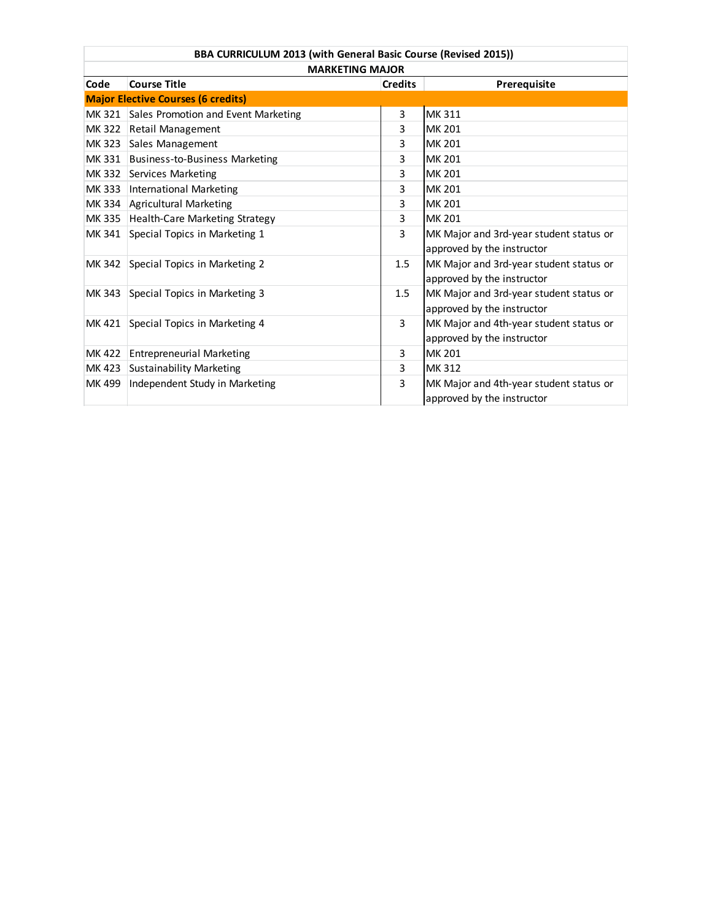| BBA CURRICULUM 2013 (with General Basic Course (Revised 2015)) | | | |
|---|---|---|---|
| **MARKETING MAJOR** | | | |
| **Code** | **Course Title** | **Credits** | **Prerequisite** |
| **Major Elective Courses (6 credits)** | | | |
| MK 321 | Sales Promotion and Event Marketing | 3 | MK 311 |
| MK 322 | Retail Management | 3 | MK 201 |
| MK 323 | Sales Management | 3 | MK 201 |
| MK 331 | Business-to-Business Marketing | 3 | MK 201 |
| MK 332 | Services Marketing | 3 | MK 201 |
| MK 333 | International Marketing | 3 | MK 201 |
| MK 334 | Agricultural Marketing | 3 | MK 201 |
| MK 335 | Health-Care Marketing Strategy | 3 | MK 201 |
| MK 341 | Special Topics in Marketing 1 | 3 | MK Major and 3rd-year student status or approved by the instructor |
| MK 342 | Special Topics in Marketing 2 | 1.5 | MK Major and 3rd-year student status or approved by the instructor |
| MK 343 | Special Topics in Marketing 3 | 1.5 | MK Major and 3rd-year student status or approved by the instructor |
| MK 421 | Special Topics in Marketing 4 | 3 | MK Major and 4th-year student status or approved by the instructor |
| MK 422 | Entrepreneurial Marketing | 3 | MK 201 |
| MK 423 | Sustainability Marketing | 3 | MK 312 |
| MK 499 | Independent Study in Marketing | 3 | MK Major and 4th-year student status or approved by the instructor |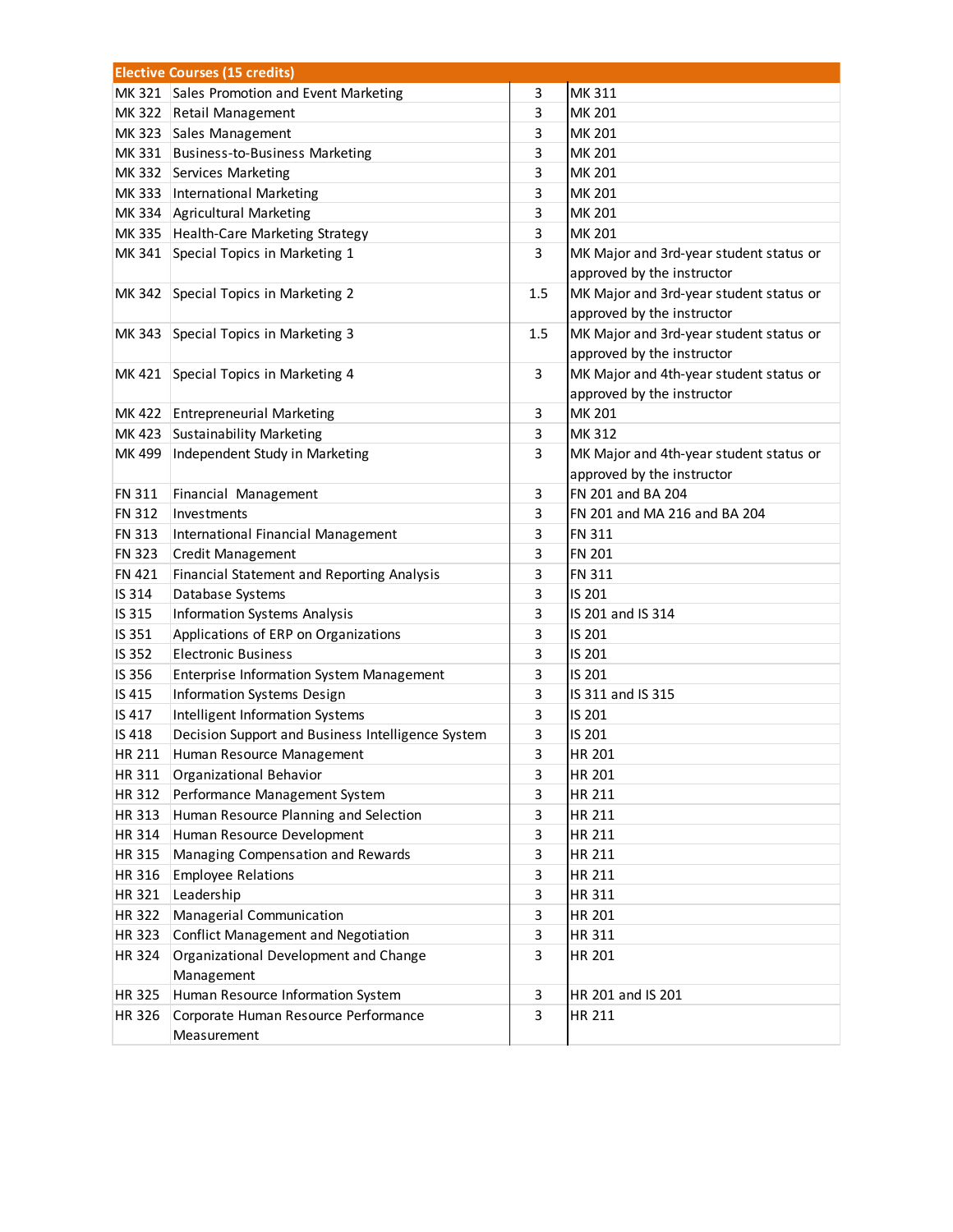| Elective Courses (15 credits) | | | |
|---|---|---|---|
| MK 321 | Sales Promotion and Event Marketing | 3 | MK 311 |
| MK 322 | Retail Management | 3 | MK 201 |
| MK 323 | Sales Management | 3 | MK 201 |
| MK 331 | Business-to-Business Marketing | 3 | MK 201 |
| MK 332 | Services Marketing | 3 | MK 201 |
| MK 333 | International Marketing | 3 | MK 201 |
| MK 334 | Agricultural Marketing | 3 | MK 201 |
| MK 335 | Health-Care Marketing Strategy | 3 | MK 201 |
| MK 341 | Special Topics in Marketing 1 | 3 | MK Major and 3rd-year student status or approved by the instructor |
| MK 342 | Special Topics in Marketing 2 | 1.5 | MK Major and 3rd-year student status or approved by the instructor |
| MK 343 | Special Topics in Marketing 3 | 1.5 | MK Major and 3rd-year student status or approved by the instructor |
| MK 421 | Special Topics in Marketing 4 | 3 | MK Major and 4th-year student status or approved by the instructor |
| MK 422 | Entrepreneurial Marketing | 3 | MK 201 |
| MK 423 | Sustainability Marketing | 3 | MK 312 |
| MK 499 | Independent Study in Marketing | 3 | MK Major and 4th-year student status or approved by the instructor |
| FN 311 | Financial Management | 3 | FN 201 and BA 204 |
| FN 312 | Investments | 3 | FN 201 and MA 216 and BA 204 |
| FN 313 | International Financial Management | 3 | FN 311 |
| FN 323 | Credit Management | 3 | FN 201 |
| FN 421 | Financial Statement and Reporting Analysis | 3 | FN 311 |
| IS 314 | Database Systems | 3 | IS 201 |
| IS 315 | Information Systems Analysis | 3 | IS 201 and IS 314 |
| IS 351 | Applications of ERP on Organizations | 3 | IS 201 |
| IS 352 | Electronic Business | 3 | IS 201 |
| IS 356 | Enterprise Information System Management | 3 | IS 201 |
| IS 415 | Information Systems Design | 3 | IS 311 and IS 315 |
| IS 417 | Intelligent Information Systems | 3 | IS 201 |
| IS 418 | Decision Support and Business Intelligence System | 3 | IS 201 |
| HR 211 | Human Resource Management | 3 | HR 201 |
| HR 311 | Organizational Behavior | 3 | HR 201 |
| HR 312 | Performance Management System | 3 | HR 211 |
| HR 313 | Human Resource Planning and Selection | 3 | HR 211 |
| HR 314 | Human Resource Development | 3 | HR 211 |
| HR 315 | Managing Compensation and Rewards | 3 | HR 211 |
| HR 316 | Employee Relations | 3 | HR 211 |
| HR 321 | Leadership | 3 | HR 311 |
| HR 322 | Managerial Communication | 3 | HR 201 |
| HR 323 | Conflict Management and Negotiation | 3 | HR 311 |
| HR 324 | Organizational Development and Change Management | 3 | HR 201 |
| HR 325 | Human Resource Information System | 3 | HR 201 and IS 201 |
| HR 326 | Corporate Human Resource Performance Measurement | 3 | HR 211 |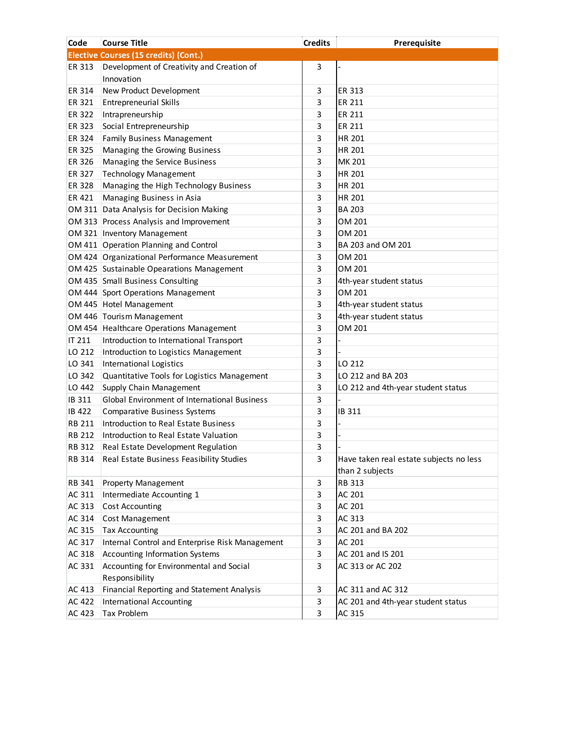| Code | Course Title | Credits | Prerequisite |
|---|---|---|---|
| **Elective Courses (15 credits) (Cont.)** | | | |
| ER 313 | Development of Creativity and Creation of Innovation | 3 | - |
| ER 314 | New Product Development | 3 | ER 313 |
| ER 321 | Entrepreneurial Skills | 3 | ER 211 |
| ER 322 | Intrapreneurship | 3 | ER 211 |
| ER 323 | Social Entrepreneurship | 3 | ER 211 |
| ER 324 | Family Business Management | 3 | HR 201 |
| ER 325 | Managing the Growing Business | 3 | HR 201 |
| ER 326 | Managing the Service Business | 3 | MK 201 |
| ER 327 | Technology Management | 3 | HR 201 |
| ER 328 | Managing the High Technology Business | 3 | HR 201 |
| ER 421 | Managing Business in Asia | 3 | HR 201 |
| OM 311 | Data Analysis for Decision Making | 3 | BA 203 |
| OM 313 | Process Analysis and Improvement | 3 | OM 201 |
| OM 321 | Inventory Management | 3 | OM 201 |
| OM 411 | Operation Planning and Control | 3 | BA 203 and OM 201 |
| OM 424 | Organizational Performance Measurement | 3 | OM 201 |
| OM 425 | Sustainable Operations Management | 3 | OM 201 |
| OM 435 | Small Business Consulting | 3 | 4th-year student status |
| OM 444 | Sport Operations Management | 3 | OM 201 |
| OM 445 | Hotel Management | 3 | 4th-year student status |
| OM 446 | Tourism Management | 3 | 4th-year student status |
| OM 454 | Healthcare Operations Management | 3 | OM 201 |
| IT 211 | Introduction to International Transport | 3 | - |
| LO 212 | Introduction to Logistics Management | 3 | - |
| LO 341 | International Logistics | 3 | LO 212 |
| LO 342 | Quantitative Tools for Logistics Management | 3 | LO 212 and BA 203 |
| LO 442 | Supply Chain Management | 3 | LO 212 and 4th-year student status |
| IB 311 | Global Environment of International Business | 3 | - |
| IB 422 | Comparative Business Systems | 3 | IB 311 |
| RB 211 | Introduction to Real Estate Business | 3 | - |
| RB 212 | Introduction to Real Estate Valuation | 3 | - |
| RB 312 | Real Estate Development Regulation | 3 | - |
| RB 314 | Real Estate Business Feasibility Studies | 3 | Have taken real estate subjects no less than 2 subjects |
| RB 341 | Property Management | 3 | RB 313 |
| AC 311 | Intermediate Accounting 1 | 3 | AC 201 |
| AC 313 | Cost Accounting | 3 | AC 201 |
| AC 314 | Cost Management | 3 | AC 313 |
| AC 315 | Tax Accounting | 3 | AC 201 and BA 202 |
| AC 317 | Internal Control and Enterprise Risk Management | 3 | AC 201 |
| AC 318 | Accounting Information Systems | 3 | AC 201 and IS 201 |
| AC 331 | Accounting for Environmental and Social Responsibility | 3 | AC 313 or AC 202 |
| AC 413 | Financial Reporting and Statement Analysis | 3 | AC 311 and AC 312 |
| AC 422 | International Accounting | 3 | AC 201 and 4th-year student status |
| AC 423 | Tax Problem | 3 | AC 315 |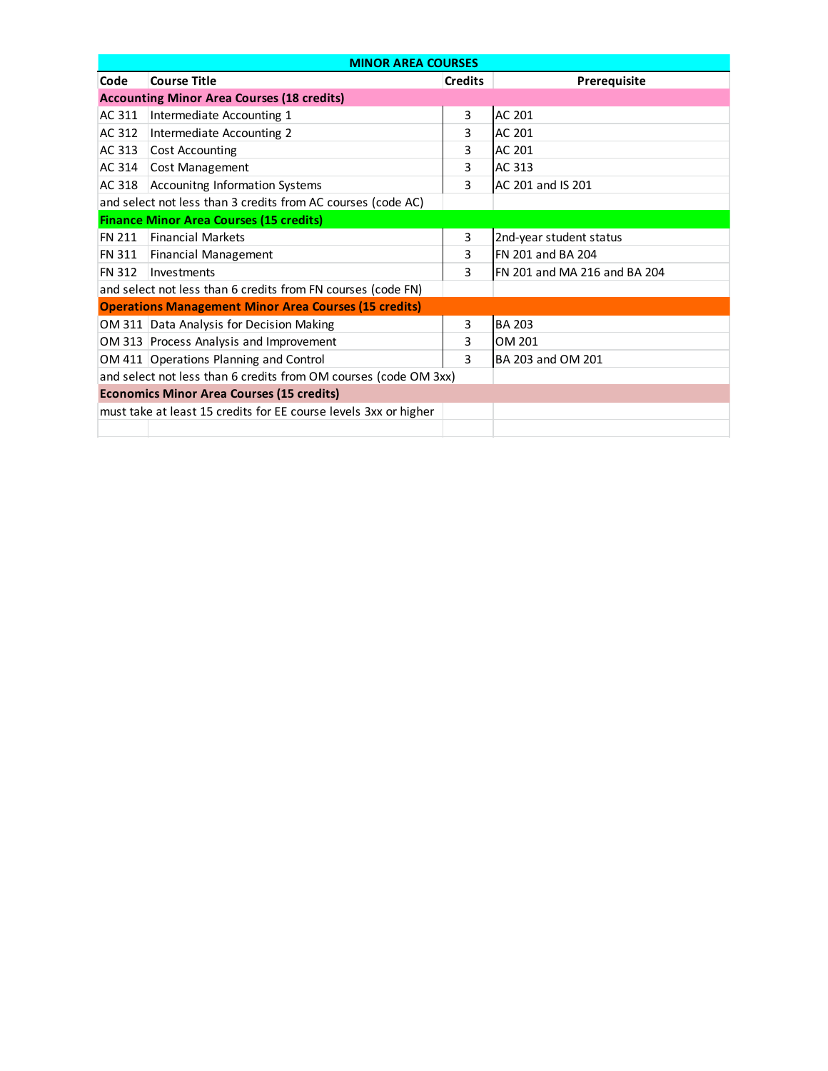| MINOR AREA COURSES | | | |
|---|---|---|---|
| **Code** | **Course Title** | **Credits** | **Prerequisite** |
| **Accounting Minor Area Courses (18 credits)** | | | |
| AC 311 | Intermediate Accounting 1 | 3 | AC 201 |
| AC 312 | Intermediate Accounting 2 | 3 | AC 201 |
| AC 313 | Cost Accounting | 3 | AC 201 |
| AC 314 | Cost Management | 3 | AC 313 |
| AC 318 | Accounitng Information Systems | 3 | AC 201 and IS 201 |
| and select not less than 3 credits from AC courses (code AC) | | | |
| **Finance Minor Area Courses (15 credits)** | | | |
| FN 211 | Financial Markets | 3 | 2nd-year student status |
| FN 311 | Financial Management | 3 | FN 201 and BA 204 |
| FN 312 | Investments | 3 | FN 201 and MA 216 and BA 204 |
| and select not less than 6 credits from FN courses (code FN) | | | |
| **Operations Management Minor Area Courses (15 credits)** | | | |
| OM 311 | Data Analysis for Decision Making | 3 | BA 203 |
| OM 313 | Process Analysis and Improvement | 3 | OM 201 |
| OM 411 | Operations Planning and Control | 3 | BA 203 and OM 201 |
| and select not less than 6 credits from OM courses (code OM 3xx) | | | |
| **Economics Minor Area Courses (15 credits)** | | | |
| must take at least 15 credits for EE course levels 3xx or higher | | | |